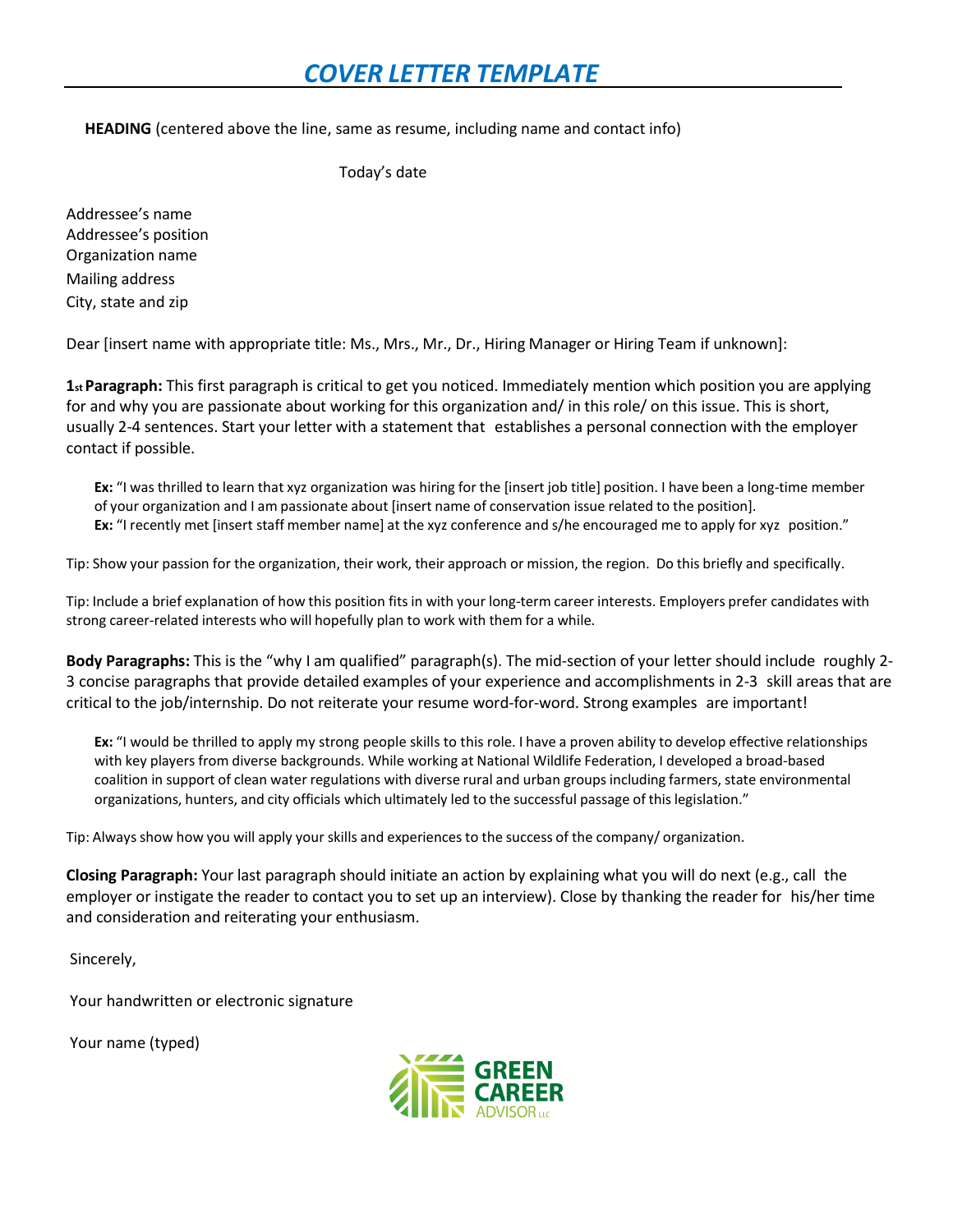# *COVER LETTER TEMPLATE*

**HEADING** (centered above the line, same as resume, including name and contact info)

Today's date

Addressee's name
Addressee's position
Organization name
Mailing address
City, state and zip

Dear [insert name with appropriate title: Ms., Mrs., Mr., Dr., Hiring Manager or Hiring Team if unknown]:

**1st Paragraph:** This first paragraph is critical to get you noticed. Immediately mention which position you are applying for and why you are passionate about working for this organization and/ in this role/ on this issue. This is short, usually 2-4 sentences. Start your letter with a statement that establishes a personal connection with the employer contact if possible.

> **Ex:** "I was thrilled to learn that xyz organization was hiring for the [insert job title] position. I have been a long-time member of your organization and I am passionate about [insert name of conservation issue related to the position].
> **Ex:** "I recently met [insert staff member name] at the xyz conference and s/he encouraged me to apply for xyz position."

Tip: Show your passion for the organization, their work, their approach or mission, the region. Do this briefly and specifically.

Tip: Include a brief explanation of how this position fits in with your long-term career interests. Employers prefer candidates with strong career-related interests who will hopefully plan to work with them for a while.

**Body Paragraphs:** This is the "why I am qualified" paragraph(s). The mid-section of your letter should include roughly 2-3 concise paragraphs that provide detailed examples of your experience and accomplishments in 2-3 skill areas that are critical to the job/internship. Do not reiterate your resume word-for-word. Strong examples are important!

> **Ex:** "I would be thrilled to apply my strong people skills to this role. I have a proven ability to develop effective relationships with key players from diverse backgrounds. While working at National Wildlife Federation, I developed a broad-based coalition in support of clean water regulations with diverse rural and urban groups including farmers, state environmental organizations, hunters, and city officials which ultimately led to the successful passage of this legislation."

Tip: Always show how you will apply your skills and experiences to the success of the company/ organization.

**Closing Paragraph:** Your last paragraph should initiate an action by explaining what you will do next (e.g., call the employer or instigate the reader to contact you to set up an interview). Close by thanking the reader for his/her time and consideration and reiterating your enthusiasm.

Sincerely,

Your handwritten or electronic signature

Your name (typed)

GREEN CAREER ADVISOR LLC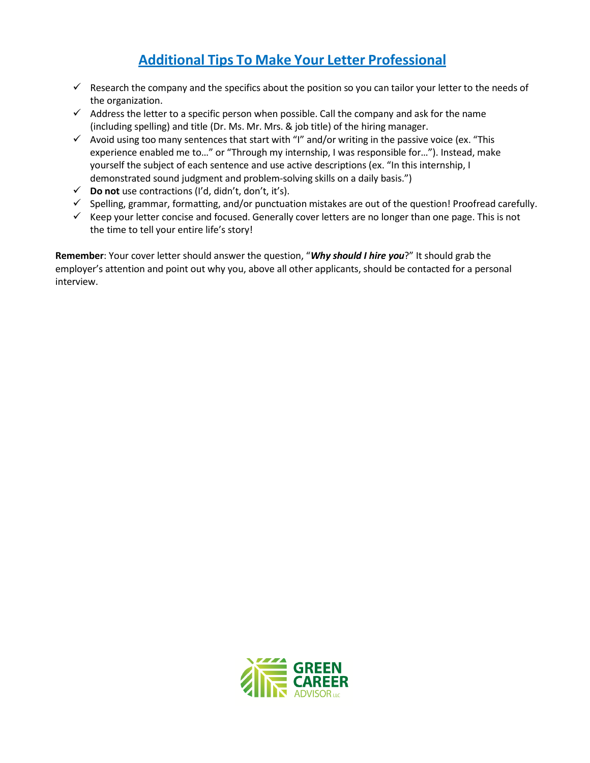## Additional Tips To Make Your Letter Professional

- ✓ Research the company and the specifics about the position so you can tailor your letter to the needs of the organization.
- ✓ Address the letter to a specific person when possible. Call the company and ask for the name (including spelling) and title (Dr. Ms. Mr. Mrs. & job title) of the hiring manager.
- ✓ Avoid using too many sentences that start with "I" and/or writing in the passive voice (ex. "This experience enabled me to…" or "Through my internship, I was responsible for…"). Instead, make yourself the subject of each sentence and use active descriptions (ex. "In this internship, I demonstrated sound judgment and problem-solving skills on a daily basis.")
- ✓ **Do not** use contractions (I'd, didn't, don't, it's).
- ✓ Spelling, grammar, formatting, and/or punctuation mistakes are out of the question! Proofread carefully.
- ✓ Keep your letter concise and focused. Generally cover letters are no longer than one page. This is not the time to tell your entire life's story!

**Remember**: Your cover letter should answer the question, "***Why should I hire you***?" It should grab the employer's attention and point out why you, above all other applicants, should be contacted for a personal interview.

GREEN CAREER ADVISOR LLC